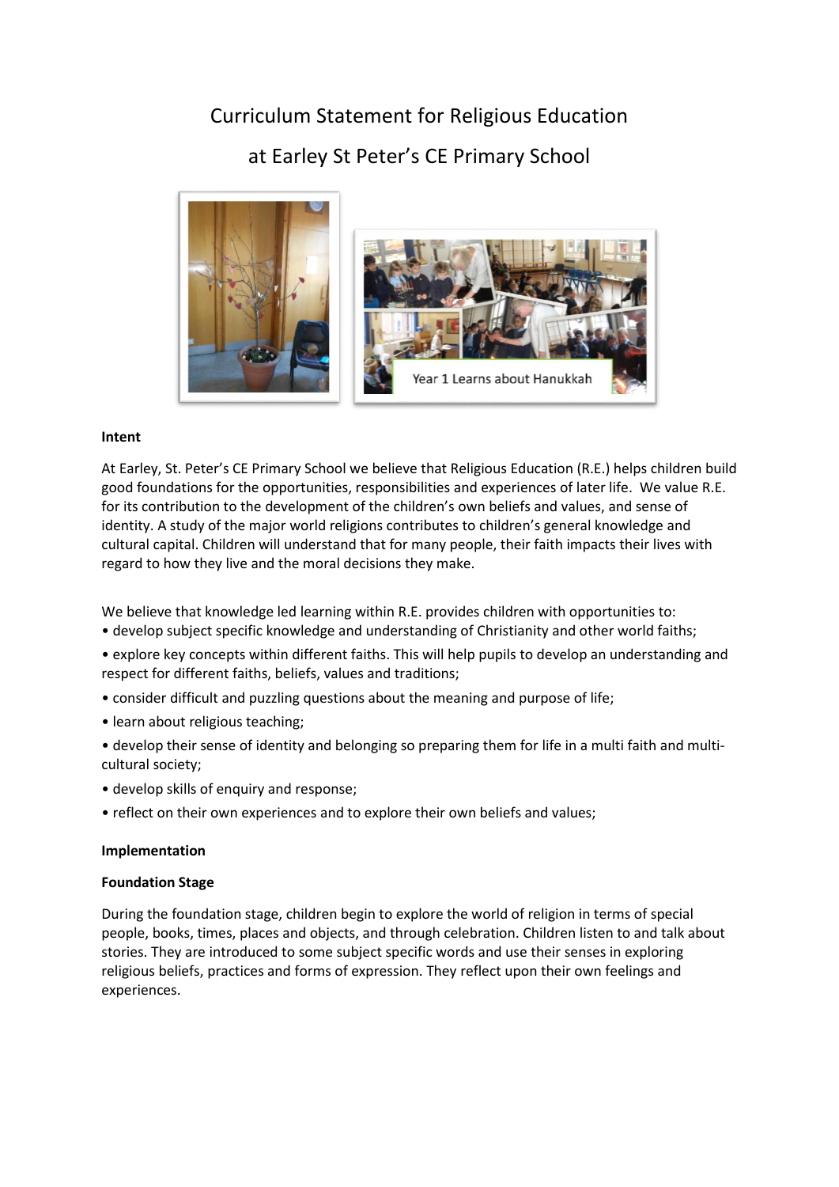# Curriculum Statement for Religious Education

# at Earley St Peter's CE Primary School

**Intent**

At Earley, St. Peter's CE Primary School we believe that Religious Education (R.E.) helps children build good foundations for the opportunities, responsibilities and experiences of later life. We value R.E. for its contribution to the development of the children's own beliefs and values, and sense of identity. A study of the major world religions contributes to children's general knowledge and cultural capital. Children will understand that for many people, their faith impacts their lives with regard to how they live and the moral decisions they make.

We believe that knowledge led learning within R.E. provides children with opportunities to:

- develop subject specific knowledge and understanding of Christianity and other world faiths;
- explore key concepts within different faiths. This will help pupils to develop an understanding and respect for different faiths, beliefs, values and traditions;
- consider difficult and puzzling questions about the meaning and purpose of life;
- learn about religious teaching;
- develop their sense of identity and belonging so preparing them for life in a multi faith and multi-cultural society;
- develop skills of enquiry and response;
- reflect on their own experiences and to explore their own beliefs and values;

**Implementation**

**Foundation Stage**

During the foundation stage, children begin to explore the world of religion in terms of special people, books, times, places and objects, and through celebration. Children listen to and talk about stories. They are introduced to some subject specific words and use their senses in exploring religious beliefs, practices and forms of expression. They reflect upon their own feelings and experiences.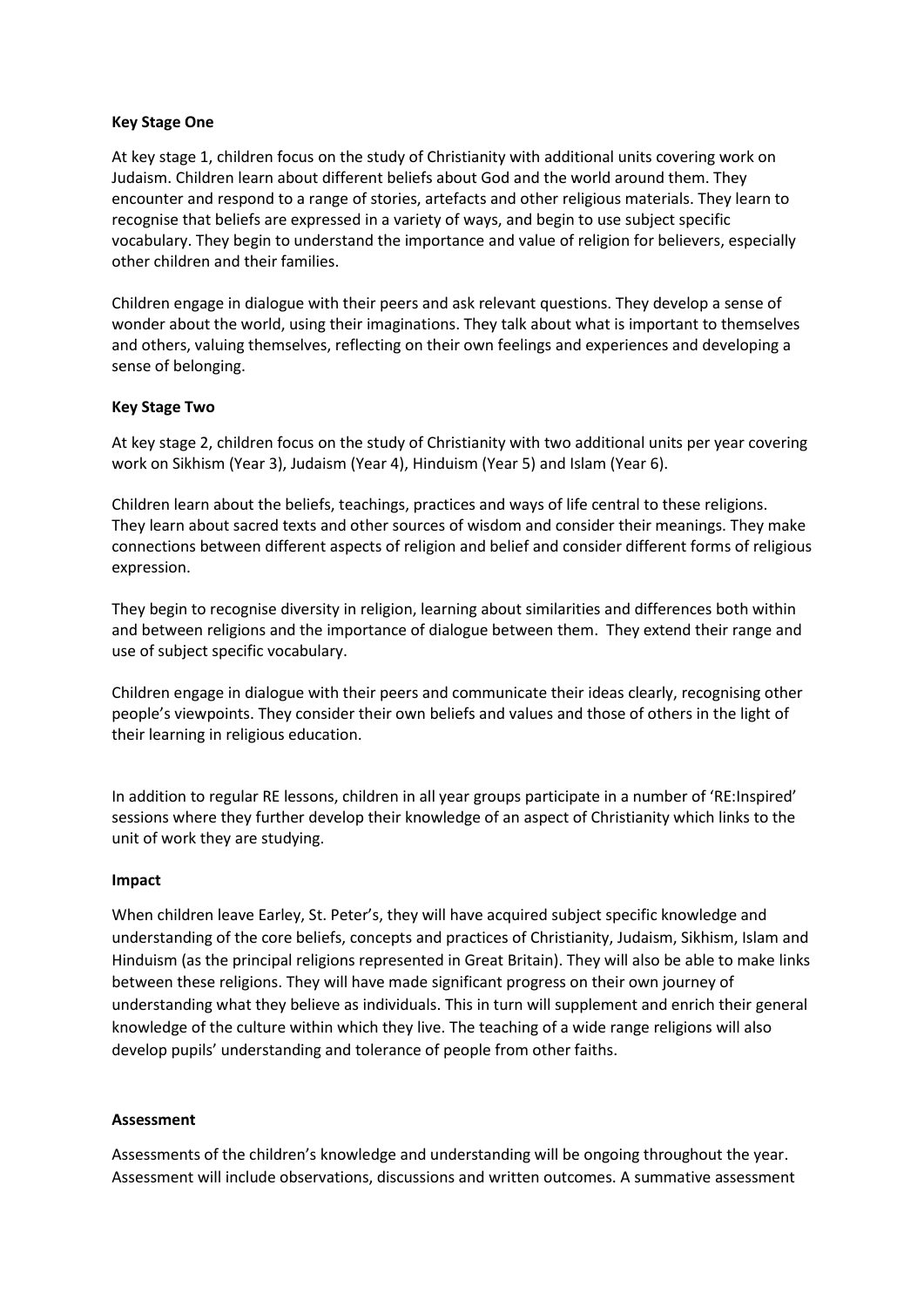**Key Stage One**

At key stage 1, children focus on the study of Christianity with additional units covering work on Judaism. Children learn about different beliefs about God and the world around them. They encounter and respond to a range of stories, artefacts and other religious materials. They learn to recognise that beliefs are expressed in a variety of ways, and begin to use subject specific vocabulary. They begin to understand the importance and value of religion for believers, especially other children and their families.

Children engage in dialogue with their peers and ask relevant questions. They develop a sense of wonder about the world, using their imaginations. They talk about what is important to themselves and others, valuing themselves, reflecting on their own feelings and experiences and developing a sense of belonging.

**Key Stage Two**

At key stage 2, children focus on the study of Christianity with two additional units per year covering work on Sikhism (Year 3), Judaism (Year 4), Hinduism (Year 5) and Islam (Year 6).

Children learn about the beliefs, teachings, practices and ways of life central to these religions. They learn about sacred texts and other sources of wisdom and consider their meanings. They make connections between different aspects of religion and belief and consider different forms of religious expression.

They begin to recognise diversity in religion, learning about similarities and differences both within and between religions and the importance of dialogue between them. They extend their range and use of subject specific vocabulary.

Children engage in dialogue with their peers and communicate their ideas clearly, recognising other people's viewpoints. They consider their own beliefs and values and those of others in the light of their learning in religious education.

In addition to regular RE lessons, children in all year groups participate in a number of 'RE:Inspired' sessions where they further develop their knowledge of an aspect of Christianity which links to the unit of work they are studying.

**Impact**

When children leave Earley, St. Peter's, they will have acquired subject specific knowledge and understanding of the core beliefs, concepts and practices of Christianity, Judaism, Sikhism, Islam and Hinduism (as the principal religions represented in Great Britain). They will also be able to make links between these religions. They will have made significant progress on their own journey of understanding what they believe as individuals. This in turn will supplement and enrich their general knowledge of the culture within which they live. The teaching of a wide range religions will also develop pupils' understanding and tolerance of people from other faiths.

**Assessment**

Assessments of the children's knowledge and understanding will be ongoing throughout the year. Assessment will include observations, discussions and written outcomes. A summative assessment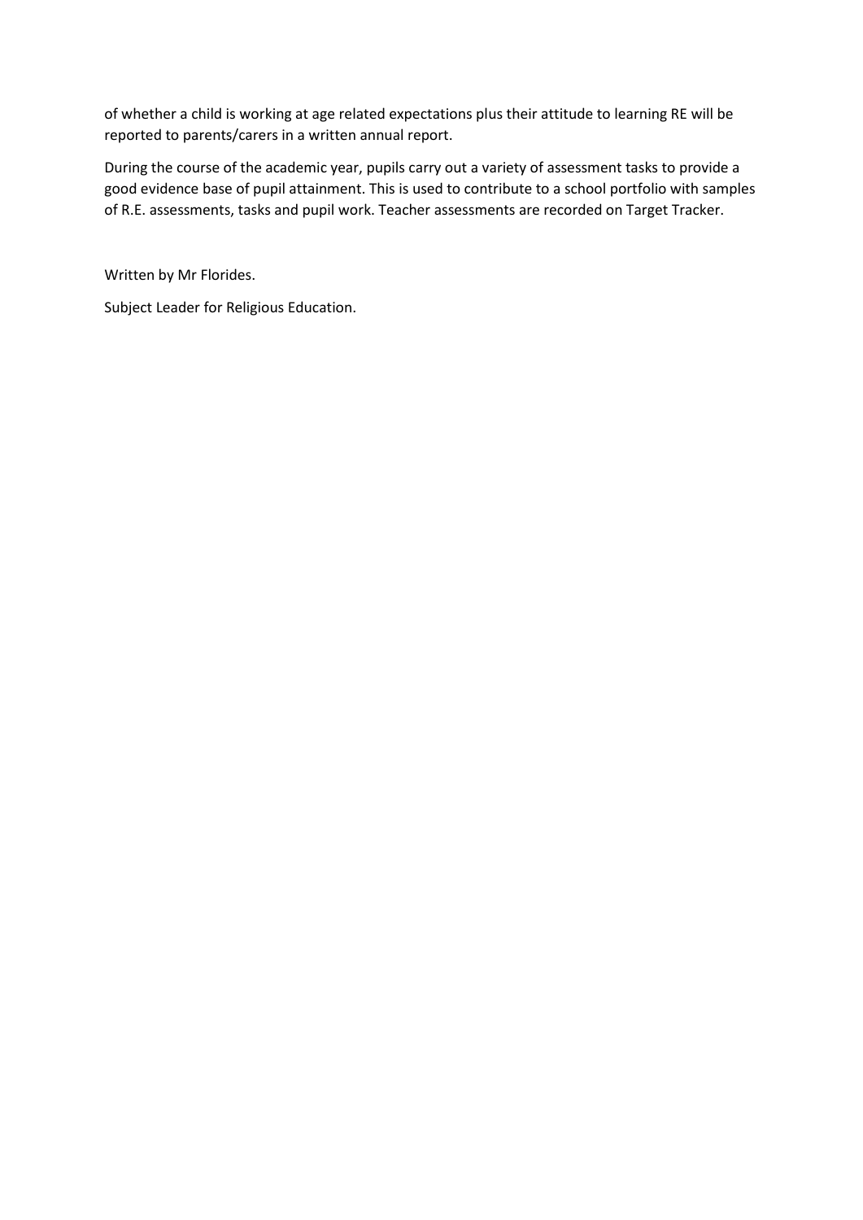of whether a child is working at age related expectations plus their attitude to learning RE will be reported to parents/carers in a written annual report.

During the course of the academic year, pupils carry out a variety of assessment tasks to provide a good evidence base of pupil attainment. This is used to contribute to a school portfolio with samples of R.E. assessments, tasks and pupil work. Teacher assessments are recorded on Target Tracker.

Written by Mr Florides.

Subject Leader for Religious Education.